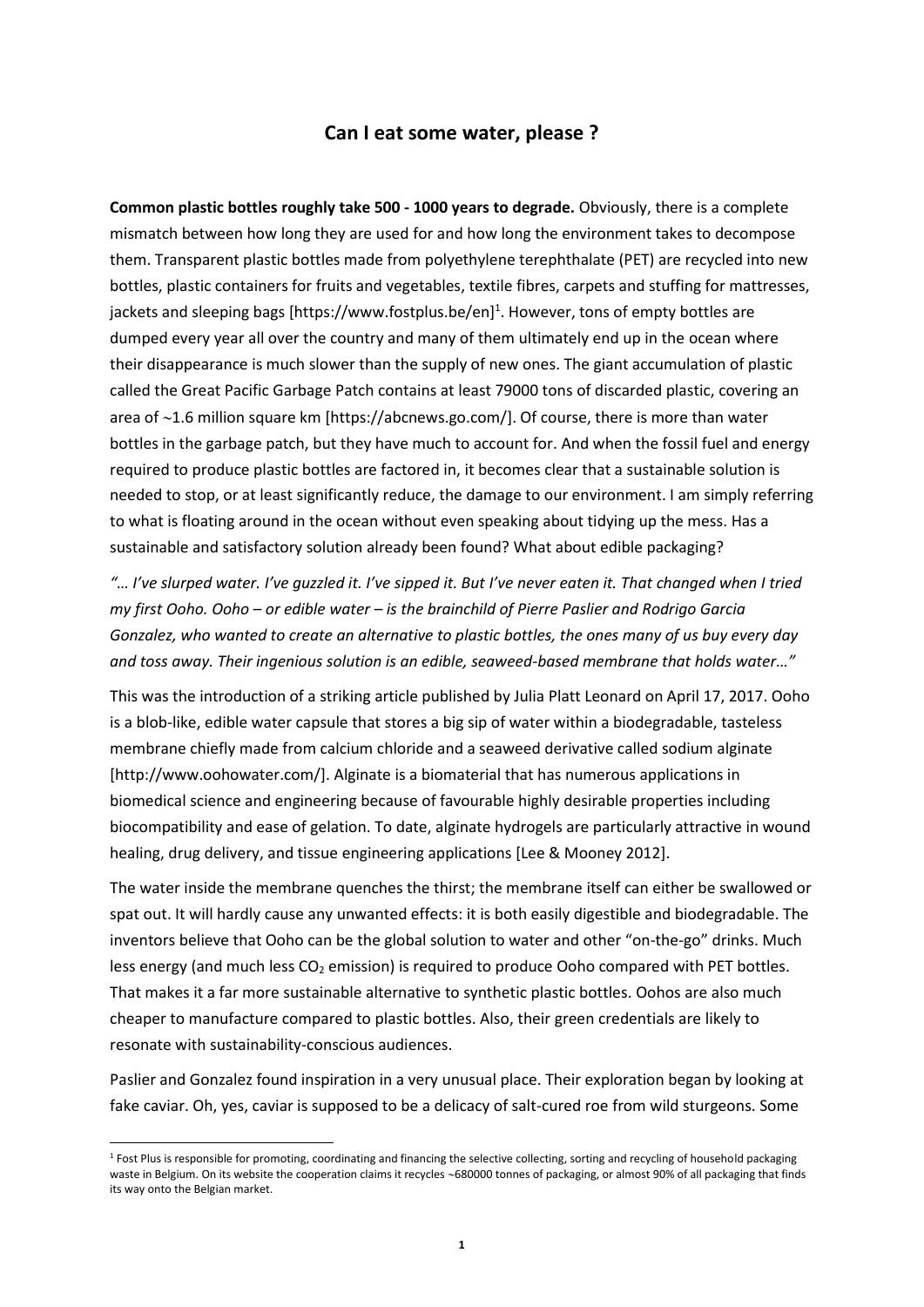# Can I eat some water, please ?

**Common plastic bottles roughly take 500 - 1000 years to degrade.** Obviously, there is a complete mismatch between how long they are used for and how long the environment takes to decompose them. Transparent plastic bottles made from polyethylene terephthalate (PET) are recycled into new bottles, plastic containers for fruits and vegetables, textile fibres, carpets and stuffing for mattresses, jackets and sleeping bags [https://www.fostplus.be/en][1]. However, tons of empty bottles are dumped every year all over the country and many of them ultimately end up in the ocean where their disappearance is much slower than the supply of new ones. The giant accumulation of plastic called the Great Pacific Garbage Patch contains at least 79000 tons of discarded plastic, covering an area of ~1.6 million square km [https://abcnews.go.com/]. Of course, there is more than water bottles in the garbage patch, but they have much to account for. And when the fossil fuel and energy required to produce plastic bottles are factored in, it becomes clear that a sustainable solution is needed to stop, or at least significantly reduce, the damage to our environment. I am simply referring to what is floating around in the ocean without even speaking about tidying up the mess. Has a sustainable and satisfactory solution already been found? What about edible packaging?

*"… I've slurped water. I've guzzled it. I've sipped it. But I've never eaten it. That changed when I tried my first Ooho. Ooho – or edible water – is the brainchild of Pierre Paslier and Rodrigo Garcia Gonzalez, who wanted to create an alternative to plastic bottles, the ones many of us buy every day and toss away. Their ingenious solution is an edible, seaweed-based membrane that holds water…"*

This was the introduction of a striking article published by Julia Platt Leonard on April 17, 2017. Ooho is a blob-like, edible water capsule that stores a big sip of water within a biodegradable, tasteless membrane chiefly made from calcium chloride and a seaweed derivative called sodium alginate [http://www.oohowater.com/]. Alginate is a biomaterial that has numerous applications in biomedical science and engineering because of favourable highly desirable properties including biocompatibility and ease of gelation. To date, alginate hydrogels are particularly attractive in wound healing, drug delivery, and tissue engineering applications [Lee & Mooney 2012].

The water inside the membrane quenches the thirst; the membrane itself can either be swallowed or spat out. It will hardly cause any unwanted effects: it is both easily digestible and biodegradable. The inventors believe that Ooho can be the global solution to water and other "on-the-go" drinks. Much less energy (and much less $CO_2$ emission) is required to produce Ooho compared with PET bottles. That makes it a far more sustainable alternative to synthetic plastic bottles. Oohos are also much cheaper to manufacture compared to plastic bottles. Also, their green credentials are likely to resonate with sustainability-conscious audiences.

Paslier and Gonzalez found inspiration in a very unusual place. Their exploration began by looking at fake caviar. Oh, yes, caviar is supposed to be a delicacy of salt-cured roe from wild sturgeons. Some

[1] Fost Plus is responsible for promoting, coordinating and financing the selective collecting, sorting and recycling of household packaging waste in Belgium. On its website the cooperation claims it recycles ~680000 tonnes of packaging, or almost 90% of all packaging that finds its way onto the Belgian market.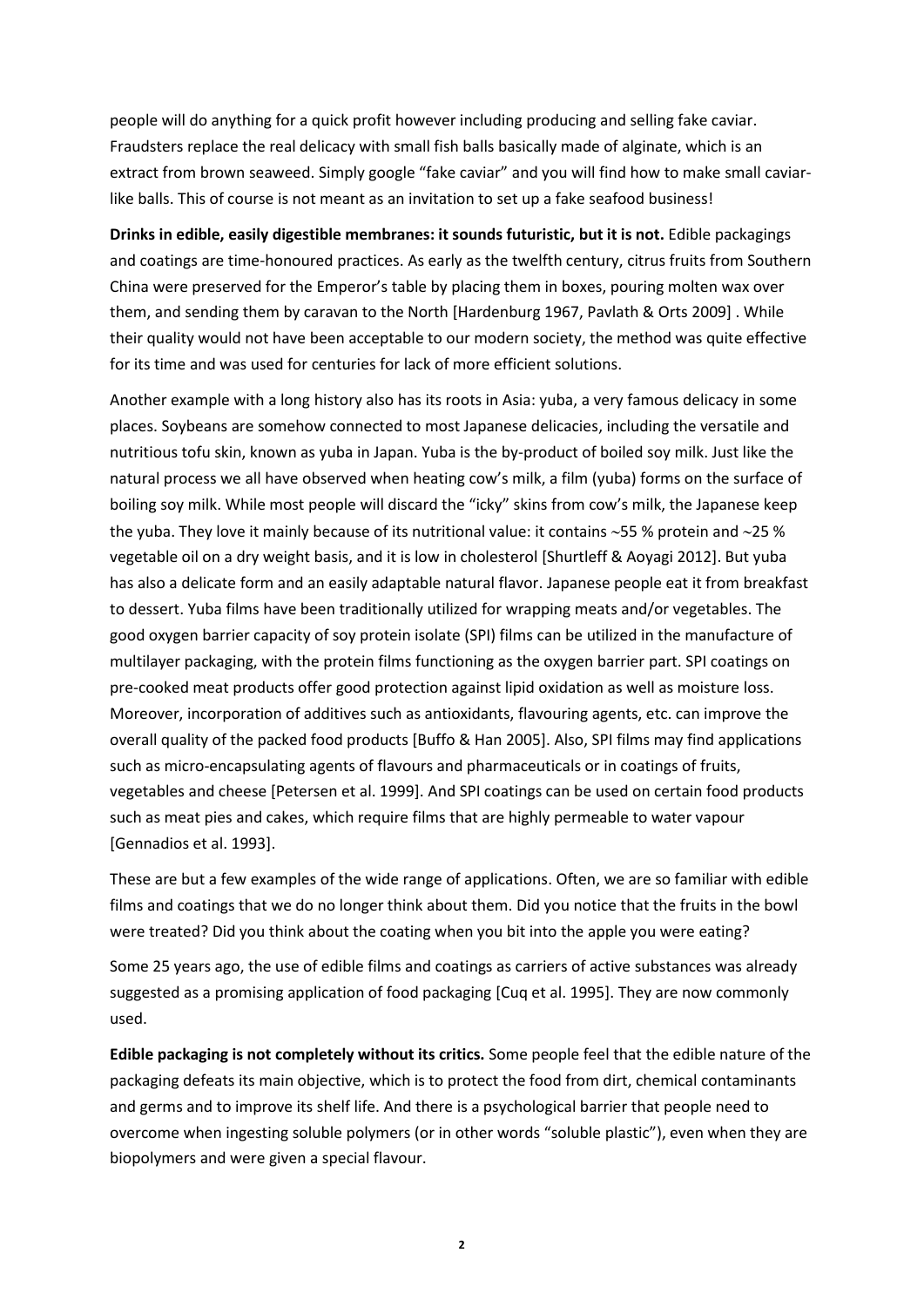people will do anything for a quick profit however including producing and selling fake caviar. Fraudsters replace the real delicacy with small fish balls basically made of alginate, which is an extract from brown seaweed. Simply google "fake caviar" and you will find how to make small caviar-like balls. This of course is not meant as an invitation to set up a fake seafood business!

**Drinks in edible, easily digestible membranes: it sounds futuristic, but it is not.** Edible packagings and coatings are time-honoured practices. As early as the twelfth century, citrus fruits from Southern China were preserved for the Emperor's table by placing them in boxes, pouring molten wax over them, and sending them by caravan to the North [Hardenburg 1967, Pavlath & Orts 2009] . While their quality would not have been acceptable to our modern society, the method was quite effective for its time and was used for centuries for lack of more efficient solutions.

Another example with a long history also has its roots in Asia: yuba, a very famous delicacy in some places. Soybeans are somehow connected to most Japanese delicacies, including the versatile and nutritious tofu skin, known as yuba in Japan. Yuba is the by-product of boiled soy milk. Just like the natural process we all have observed when heating cow's milk, a film (yuba) forms on the surface of boiling soy milk. While most people will discard the "icky" skins from cow's milk, the Japanese keep the yuba. They love it mainly because of its nutritional value: it contains ~55 % protein and ~25 % vegetable oil on a dry weight basis, and it is low in cholesterol [Shurtleff & Aoyagi 2012]. But yuba has also a delicate form and an easily adaptable natural flavor. Japanese people eat it from breakfast to dessert. Yuba films have been traditionally utilized for wrapping meats and/or vegetables. The good oxygen barrier capacity of soy protein isolate (SPI) films can be utilized in the manufacture of multilayer packaging, with the protein films functioning as the oxygen barrier part. SPI coatings on pre-cooked meat products offer good protection against lipid oxidation as well as moisture loss. Moreover, incorporation of additives such as antioxidants, flavouring agents, etc. can improve the overall quality of the packed food products [Buffo & Han 2005]. Also, SPI films may find applications such as micro-encapsulating agents of flavours and pharmaceuticals or in coatings of fruits, vegetables and cheese [Petersen et al. 1999]. And SPI coatings can be used on certain food products such as meat pies and cakes, which require films that are highly permeable to water vapour [Gennadios et al. 1993].

These are but a few examples of the wide range of applications. Often, we are so familiar with edible films and coatings that we do no longer think about them. Did you notice that the fruits in the bowl were treated? Did you think about the coating when you bit into the apple you were eating?

Some 25 years ago, the use of edible films and coatings as carriers of active substances was already suggested as a promising application of food packaging [Cuq et al. 1995]. They are now commonly used.

**Edible packaging is not completely without its critics.** Some people feel that the edible nature of the packaging defeats its main objective, which is to protect the food from dirt, chemical contaminants and germs and to improve its shelf life. And there is a psychological barrier that people need to overcome when ingesting soluble polymers (or in other words "soluble plastic"), even when they are biopolymers and were given a special flavour.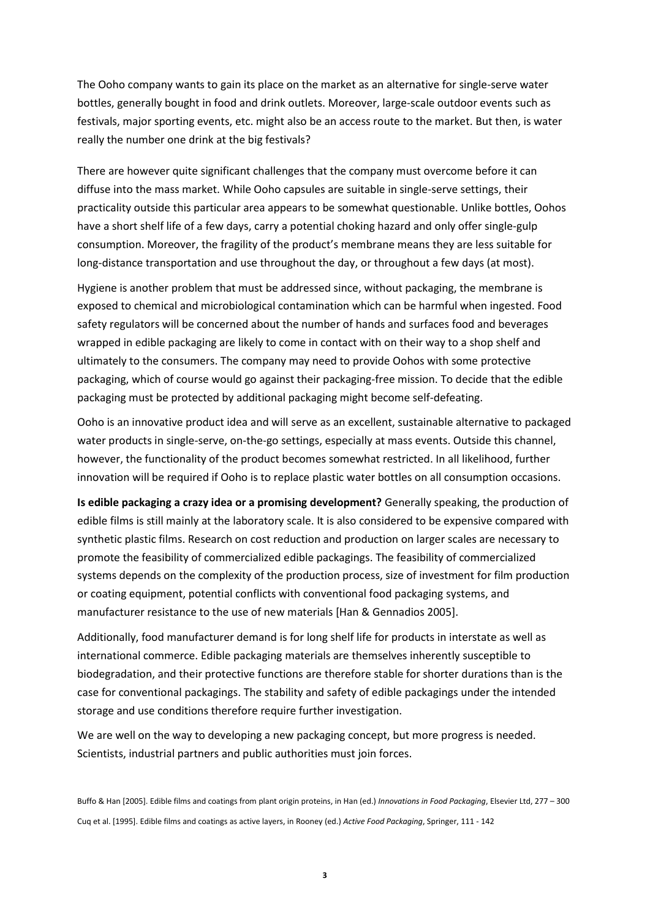The Ooho company wants to gain its place on the market as an alternative for single-serve water bottles, generally bought in food and drink outlets. Moreover, large-scale outdoor events such as festivals, major sporting events, etc. might also be an access route to the market. But then, is water really the number one drink at the big festivals?

There are however quite significant challenges that the company must overcome before it can diffuse into the mass market. While Ooho capsules are suitable in single-serve settings, their practicality outside this particular area appears to be somewhat questionable. Unlike bottles, Oohos have a short shelf life of a few days, carry a potential choking hazard and only offer single-gulp consumption. Moreover, the fragility of the product's membrane means they are less suitable for long-distance transportation and use throughout the day, or throughout a few days (at most).

Hygiene is another problem that must be addressed since, without packaging, the membrane is exposed to chemical and microbiological contamination which can be harmful when ingested. Food safety regulators will be concerned about the number of hands and surfaces food and beverages wrapped in edible packaging are likely to come in contact with on their way to a shop shelf and ultimately to the consumers. The company may need to provide Oohos with some protective packaging, which of course would go against their packaging-free mission. To decide that the edible packaging must be protected by additional packaging might become self-defeating.

Ooho is an innovative product idea and will serve as an excellent, sustainable alternative to packaged water products in single-serve, on-the-go settings, especially at mass events. Outside this channel, however, the functionality of the product becomes somewhat restricted. In all likelihood, further innovation will be required if Ooho is to replace plastic water bottles on all consumption occasions.

**Is edible packaging a crazy idea or a promising development?** Generally speaking, the production of edible films is still mainly at the laboratory scale. It is also considered to be expensive compared with synthetic plastic films. Research on cost reduction and production on larger scales are necessary to promote the feasibility of commercialized edible packagings. The feasibility of commercialized systems depends on the complexity of the production process, size of investment for film production or coating equipment, potential conflicts with conventional food packaging systems, and manufacturer resistance to the use of new materials [Han & Gennadios 2005].

Additionally, food manufacturer demand is for long shelf life for products in interstate as well as international commerce. Edible packaging materials are themselves inherently susceptible to biodegradation, and their protective functions are therefore stable for shorter durations than is the case for conventional packagings. The stability and safety of edible packagings under the intended storage and use conditions therefore require further investigation.

We are well on the way to developing a new packaging concept, but more progress is needed. Scientists, industrial partners and public authorities must join forces.

Buffo & Han [2005]. Edible films and coatings from plant origin proteins, in Han (ed.) *Innovations in Food Packaging*, Elsevier Ltd, 277 – 300

Cuq et al. [1995]. Edible films and coatings as active layers, in Rooney (ed.) *Active Food Packaging*, Springer, 111 - 142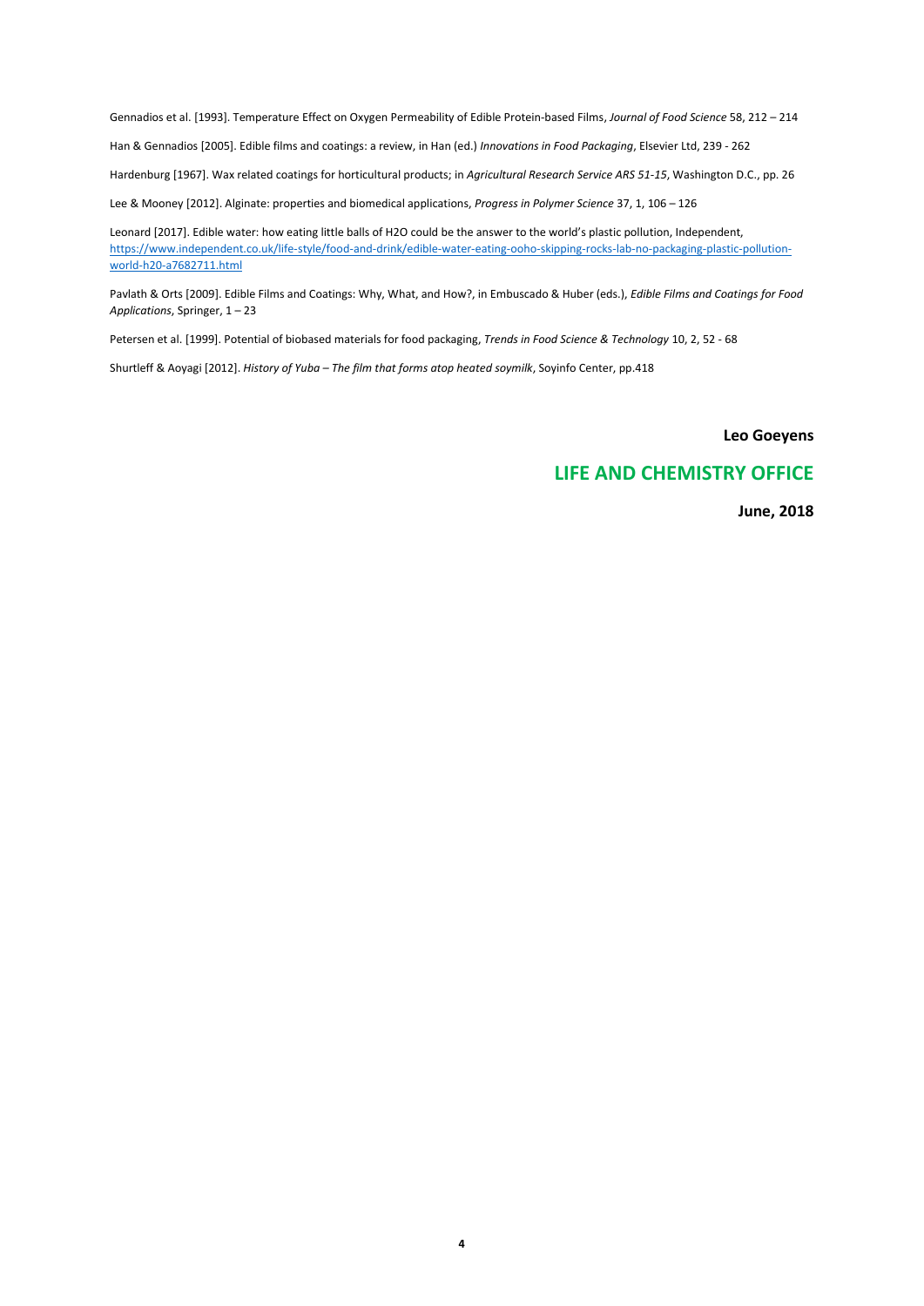Gennadios et al. [1993]. Temperature Effect on Oxygen Permeability of Edible Protein-based Films, *Journal of Food Science* 58, 212 – 214

Han & Gennadios [2005]. Edible films and coatings: a review, in Han (ed.) *Innovations in Food Packaging*, Elsevier Ltd, 239 - 262

Hardenburg [1967]. Wax related coatings for horticultural products; in *Agricultural Research Service ARS 51-15*, Washington D.C., pp. 26

Lee & Mooney [2012]. Alginate: properties and biomedical applications, *Progress in Polymer Science* 37, 1, 106 – 126

Leonard [2017]. Edible water: how eating little balls of H2O could be the answer to the world's plastic pollution, Independent, https://www.independent.co.uk/life-style/food-and-drink/edible-water-eating-ooho-skipping-rocks-lab-no-packaging-plastic-pollution-world-h20-a7682711.html

Pavlath & Orts [2009]. Edible Films and Coatings: Why, What, and How?, in Embuscado & Huber (eds.), *Edible Films and Coatings for Food Applications*, Springer, 1 – 23

Petersen et al. [1999]. Potential of biobased materials for food packaging, *Trends in Food Science & Technology* 10, 2, 52 - 68

Shurtleff & Aoyagi [2012]. *History of Yuba – The film that forms atop heated soymilk*, Soyinfo Center, pp.418

**Leo Goeyens**

## LIFE AND CHEMISTRY OFFICE

**June, 2018**